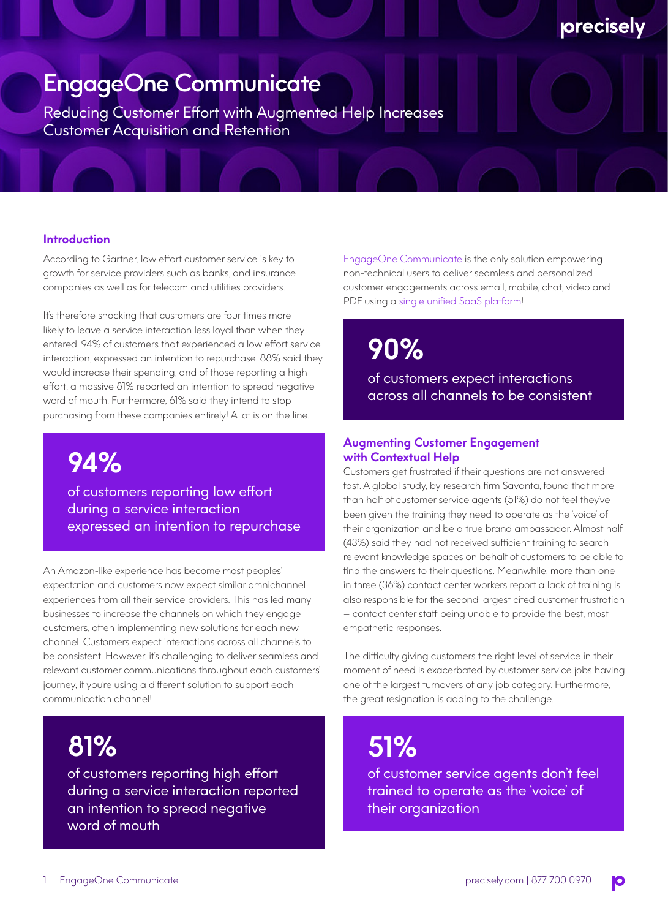# EngageOne Communicate

Reducing Customer Effort with Augmented Help Increases Customer Acquisition and Retention

## Introduction

According to Gartner, low effort customer service is key to growth for service providers such as banks, and insurance companies as well as for telecom and utilities providers.

It's therefore shocking that customers are four times more likely to leave a service interaction less loyal than when they entered. 94% of customers that experienced a low effort service interaction, expressed an intention to repurchase. 88% said they would increase their spending, and of those reporting a high effort, a massive 81% reported an intention to spread negative word of mouth. Furthermore, 61% said they intend to stop purchasing from these companies entirely! A lot is on the line.

**94%**

of customers reporting low effort during a service interaction expressed an intention to repurchase

An Amazon-like experience has become most peoples' expectation and customers now expect similar omnichannel experiences from all their service providers. This has led many businesses to increase the channels on which they engage customers, often implementing new solutions for each new channel. Customers expect interactions across all channels to be consistent. However, it's challenging to deliver seamless and relevant customer communications throughout each customers' journey, if you're using a different solution to support each communication channel!

**81%**

of customers reporting high effort during a service interaction reported an intention to spread negative word of mouth

[EngageOne Communicate](#) is the only solution empowering non-technical users to deliver seamless and personalized customer engagements across email, mobile, chat, video and PDF using a [single unified SaaS platform](#)!

**90%**

of customers expect interactions across all channels to be consistent

## Augmenting Customer Engagement with Contextual Help

Customers get frustrated if their questions are not answered fast. A global study, by research firm Savanta, found that more than half of customer service agents (51%) do not feel they've been given the training they need to operate as the 'voice' of their organization and be a true brand ambassador. Almost half (43%) said they had not received sufficient training to search relevant knowledge spaces on behalf of customers to be able to find the answers to their questions. Meanwhile, more than one in three (36%) contact center workers report a lack of training is also responsible for the second largest cited customer frustration – contact center staff being unable to provide the best, most empathetic responses.

The difficulty giving customers the right level of service in their moment of need is exacerbated by customer service jobs having one of the largest turnovers of any job category. Furthermore, the great resignation is adding to the challenge.

**51%**

of customer service agents don't feel trained to operate as the 'voice' of their organization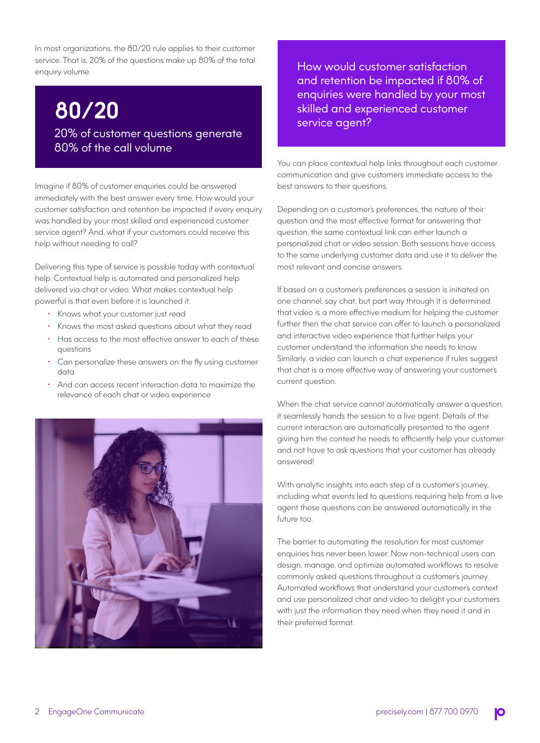In most organizations, the 80/20 rule applies to their customer service. That is, 20% of the questions make up 80% of the total enquiry volume.

## 80/20

20% of customer questions generate 80% of the call volume

Imagine if 80% of customer enquiries could be answered immediately with the best answer every time. How would your customer satisfaction and retention be impacted if every enquiry was handled by your most skilled and experienced customer service agent? And, what if your customers could receive this help without needing to call?

Delivering this type of service is possible today with contextual help. Contextual help is automated and personalized help delivered via chat or video. What makes contextual help powerful is that even before it is launched it:

- Knows what your customer just read
- Knows the most asked questions about what they read
- Has access to the most effective answer to each of these questions
- Can personalize these answers on the fly using customer data
- And can access recent interaction data to maximize the relevance of each chat or video experience

How would customer satisfaction and retention be impacted if 80% of enquiries were handled by your most skilled and experienced customer service agent?

You can place contextual help links throughout each customer communication and give customers immediate access to the best answers to their questions.

Depending on a customer's preferences, the nature of their question and the most effective format for answering that question, the same contextual link can either launch a personalized chat or video session. Both sessions have access to the same underlying customer data and use it to deliver the most relevant and concise answers.

If based on a customer's preferences a session is initiated on one channel, say chat, but part way through it is determined that video is a more effective medium for helping the customer further then the chat service can offer to launch a personalized and interactive video experience that further helps your customer understand the information she needs to know. Similarly, a video can launch a chat experience if rules suggest that chat is a more effective way of answering your customer's current question.

When the chat service cannot automatically answer a question, it seamlessly hands the session to a live agent. Details of the current interaction are automatically presented to the agent giving him the context he needs to efficiently help your customer and not have to ask questions that your customer has already answered!

With analytic insights into each step of a customer's journey, including what events led to questions requiring help from a live agent these questions can be answered automatically in the future too.

The barrier to automating the resolution for most customer enquiries has never been lower. Now non-technical users can design, manage, and optimize automated workflows to resolve commonly asked questions throughout a customer's journey. Automated workflows that understand your customer's context and use personalized chat and video to delight your customers with just the information they need when they need it and in their preferred format.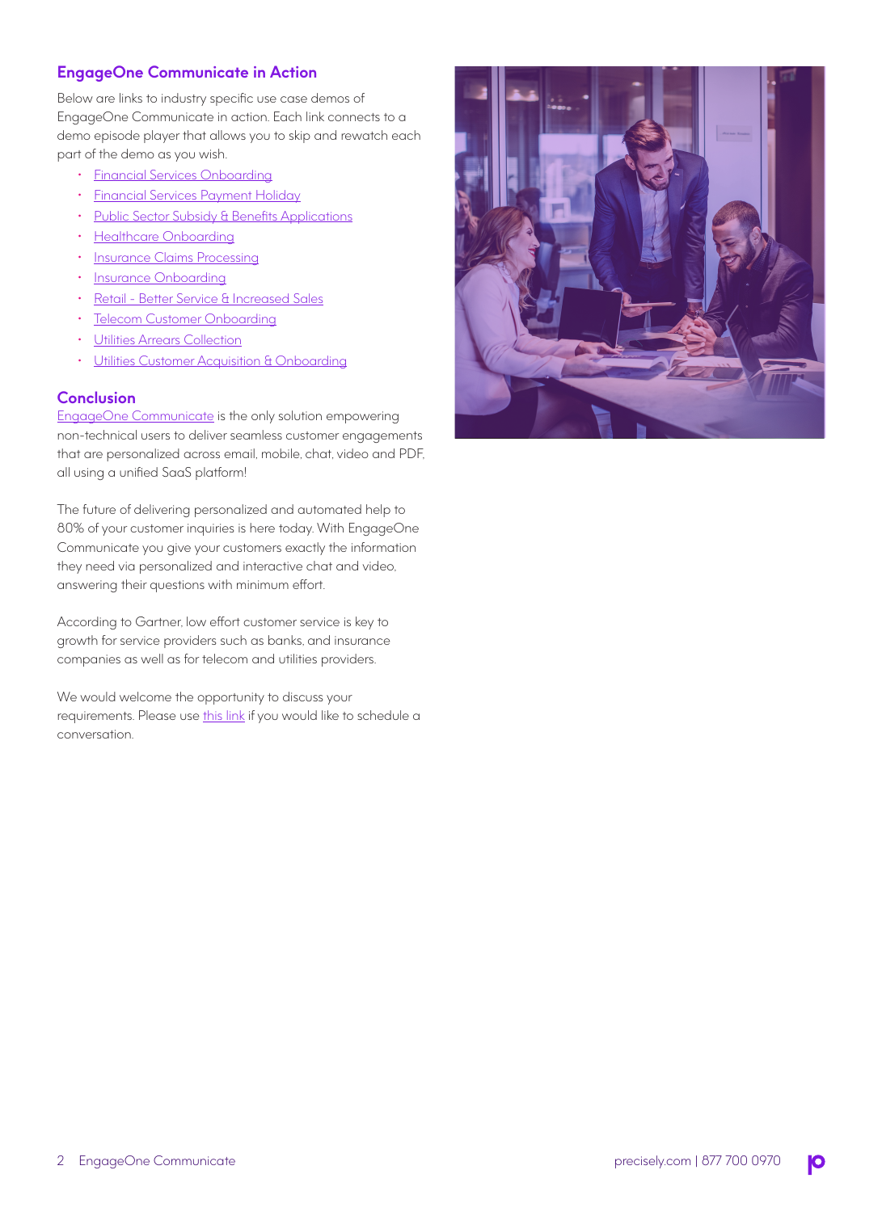## EngageOne Communicate in Action

Below are links to industry specific use case demos of EngageOne Communicate in action. Each link connects to a demo episode player that allows you to skip and rewatch each part of the demo as you wish.

- Financial Services Onboarding
- Financial Services Payment Holiday
- Public Sector Subsidy & Benefits Applications
- Healthcare Onboarding
- Insurance Claims Processing
- Insurance Onboarding
- Retail - Better Service & Increased Sales
- Telecom Customer Onboarding
- Utilities Arrears Collection
- Utilities Customer Acquisition & Onboarding

## Conclusion

EngageOne Communicate is the only solution empowering non-technical users to deliver seamless customer engagements that are personalized across email, mobile, chat, video and PDF, all using a unified SaaS platform!

The future of delivering personalized and automated help to 80% of your customer inquiries is here today. With EngageOne Communicate you give your customers exactly the information they need via personalized and interactive chat and video, answering their questions with minimum effort.

According to Gartner, low effort customer service is key to growth for service providers such as banks, and insurance companies as well as for telecom and utilities providers.

We would welcome the opportunity to discuss your requirements. Please use this link if you would like to schedule a conversation.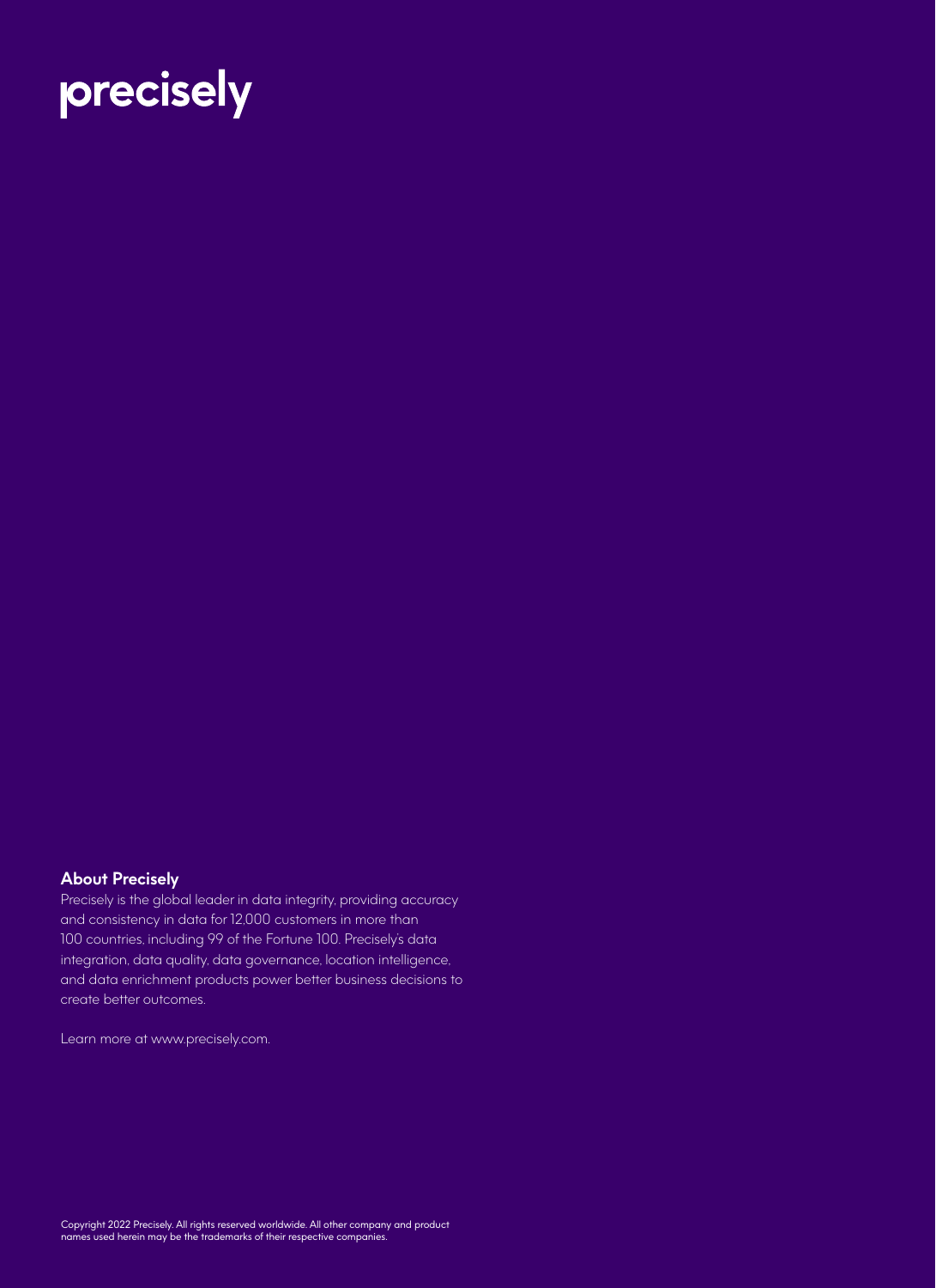precisely

## About Precisely

Precisely is the global leader in data integrity, providing accuracy and consistency in data for 12,000 customers in more than 100 countries, including 99 of the Fortune 100. Precisely's data integration, data quality, data governance, location intelligence, and data enrichment products power better business decisions to create better outcomes.

Learn more at www.precisely.com.

Copyright 2022 Precisely. All rights reserved worldwide. All other company and product names used herein may be the trademarks of their respective companies.